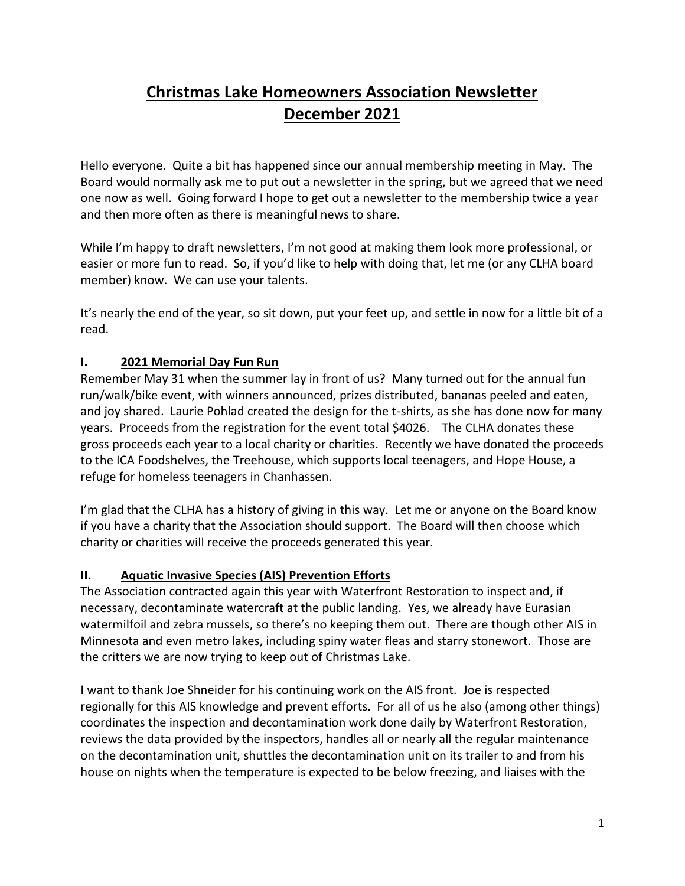# Christmas Lake Homeowners Association Newsletter
# December 2021

Hello everyone. Quite a bit has happened since our annual membership meeting in May. The Board would normally ask me to put out a newsletter in the spring, but we agreed that we need one now as well. Going forward I hope to get out a newsletter to the membership twice a year and then more often as there is meaningful news to share.

While I'm happy to draft newsletters, I'm not good at making them look more professional, or easier or more fun to read. So, if you'd like to help with doing that, let me (or any CLHA board member) know. We can use your talents.

It's nearly the end of the year, so sit down, put your feet up, and settle in now for a little bit of a read.

## I. 2021 Memorial Day Fun Run

Remember May 31 when the summer lay in front of us? Many turned out for the annual fun run/walk/bike event, with winners announced, prizes distributed, bananas peeled and eaten, and joy shared. Laurie Pohlad created the design for the t-shirts, as she has done now for many years. Proceeds from the registration for the event total $4026. The CLHA donates these gross proceeds each year to a local charity or charities. Recently we have donated the proceeds to the ICA Foodshelves, the Treehouse, which supports local teenagers, and Hope House, a refuge for homeless teenagers in Chanhassen.

I'm glad that the CLHA has a history of giving in this way. Let me or anyone on the Board know if you have a charity that the Association should support. The Board will then choose which charity or charities will receive the proceeds generated this year.

## II. Aquatic Invasive Species (AIS) Prevention Efforts

The Association contracted again this year with Waterfront Restoration to inspect and, if necessary, decontaminate watercraft at the public landing. Yes, we already have Eurasian watermilfoil and zebra mussels, so there's no keeping them out. There are though other AIS in Minnesota and even metro lakes, including spiny water fleas and starry stonewort. Those are the critters we are now trying to keep out of Christmas Lake.

I want to thank Joe Shneider for his continuing work on the AIS front. Joe is respected regionally for this AIS knowledge and prevent efforts. For all of us he also (among other things) coordinates the inspection and decontamination work done daily by Waterfront Restoration, reviews the data provided by the inspectors, handles all or nearly all the regular maintenance on the decontamination unit, shuttles the decontamination unit on its trailer to and from his house on nights when the temperature is expected to be below freezing, and liaises with the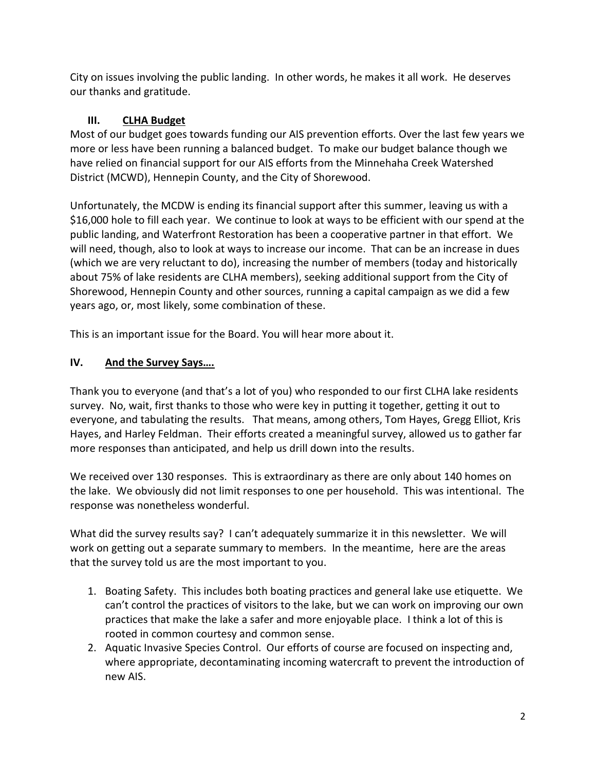City on issues involving the public landing. In other words, he makes it all work. He deserves our thanks and gratitude.

## III. CLHA Budget

Most of our budget goes towards funding our AIS prevention efforts. Over the last few years we more or less have been running a balanced budget. To make our budget balance though we have relied on financial support for our AIS efforts from the Minnehaha Creek Watershed District (MCWD), Hennepin County, and the City of Shorewood.

Unfortunately, the MCDW is ending its financial support after this summer, leaving us with a $16,000 hole to fill each year. We continue to look at ways to be efficient with our spend at the public landing, and Waterfront Restoration has been a cooperative partner in that effort. We will need, though, also to look at ways to increase our income. That can be an increase in dues (which we are very reluctant to do), increasing the number of members (today and historically about 75% of lake residents are CLHA members), seeking additional support from the City of Shorewood, Hennepin County and other sources, running a capital campaign as we did a few years ago, or, most likely, some combination of these.

This is an important issue for the Board. You will hear more about it.

## IV. And the Survey Says….

Thank you to everyone (and that's a lot of you) who responded to our first CLHA lake residents survey. No, wait, first thanks to those who were key in putting it together, getting it out to everyone, and tabulating the results. That means, among others, Tom Hayes, Gregg Elliot, Kris Hayes, and Harley Feldman. Their efforts created a meaningful survey, allowed us to gather far more responses than anticipated, and help us drill down into the results.

We received over 130 responses. This is extraordinary as there are only about 140 homes on the lake. We obviously did not limit responses to one per household. This was intentional. The response was nonetheless wonderful.

What did the survey results say? I can't adequately summarize it in this newsletter. We will work on getting out a separate summary to members. In the meantime, here are the areas that the survey told us are the most important to you.

1. Boating Safety. This includes both boating practices and general lake use etiquette. We can't control the practices of visitors to the lake, but we can work on improving our own practices that make the lake a safer and more enjoyable place. I think a lot of this is rooted in common courtesy and common sense.
2. Aquatic Invasive Species Control. Our efforts of course are focused on inspecting and, where appropriate, decontaminating incoming watercraft to prevent the introduction of new AIS.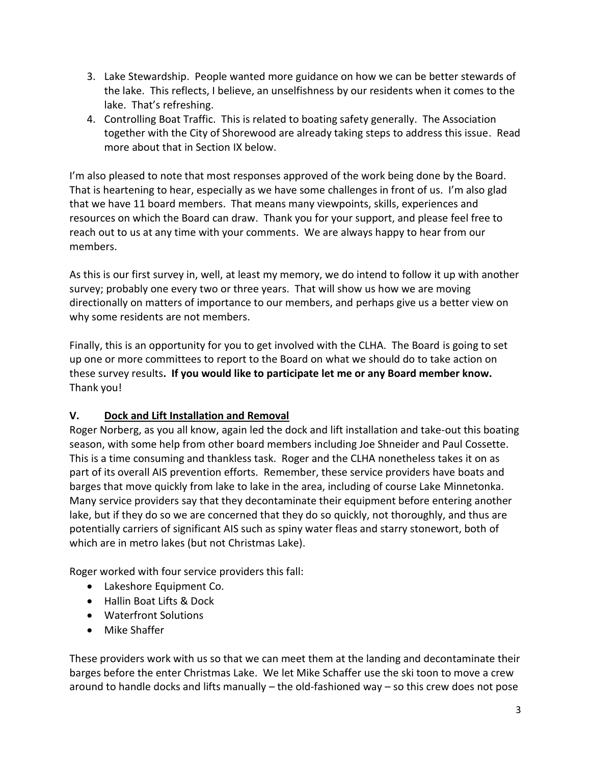3. Lake Stewardship. People wanted more guidance on how we can be better stewards of the lake. This reflects, I believe, an unselfishness by our residents when it comes to the lake. That's refreshing.
4. Controlling Boat Traffic. This is related to boating safety generally. The Association together with the City of Shorewood are already taking steps to address this issue. Read more about that in Section IX below.

I'm also pleased to note that most responses approved of the work being done by the Board. That is heartening to hear, especially as we have some challenges in front of us. I'm also glad that we have 11 board members. That means many viewpoints, skills, experiences and resources on which the Board can draw. Thank you for your support, and please feel free to reach out to us at any time with your comments. We are always happy to hear from our members.

As this is our first survey in, well, at least my memory, we do intend to follow it up with another survey; probably one every two or three years. That will show us how we are moving directionally on matters of importance to our members, and perhaps give us a better view on why some residents are not members.

Finally, this is an opportunity for you to get involved with the CLHA. The Board is going to set up one or more committees to report to the Board on what we should do to take action on these survey results**. If you would like to participate let me or any Board member know.** Thank you!

## V. Dock and Lift Installation and Removal

Roger Norberg, as you all know, again led the dock and lift installation and take-out this boating season, with some help from other board members including Joe Shneider and Paul Cossette. This is a time consuming and thankless task. Roger and the CLHA nonetheless takes it on as part of its overall AIS prevention efforts. Remember, these service providers have boats and barges that move quickly from lake to lake in the area, including of course Lake Minnetonka. Many service providers say that they decontaminate their equipment before entering another lake, but if they do so we are concerned that they do so quickly, not thoroughly, and thus are potentially carriers of significant AIS such as spiny water fleas and starry stonewort, both of which are in metro lakes (but not Christmas Lake).

Roger worked with four service providers this fall:

- Lakeshore Equipment Co.
- Hallin Boat Lifts & Dock
- Waterfront Solutions
- Mike Shaffer

These providers work with us so that we can meet them at the landing and decontaminate their barges before the enter Christmas Lake. We let Mike Schaffer use the ski toon to move a crew around to handle docks and lifts manually – the old-fashioned way – so this crew does not pose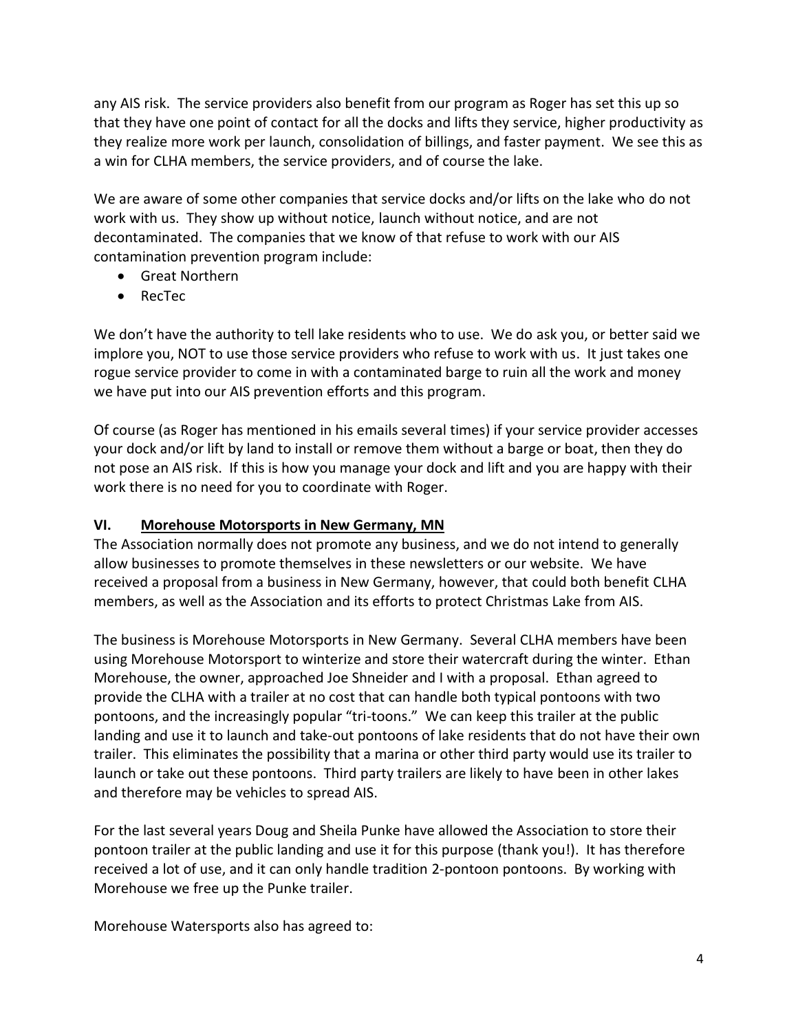any AIS risk. The service providers also benefit from our program as Roger has set this up so that they have one point of contact for all the docks and lifts they service, higher productivity as they realize more work per launch, consolidation of billings, and faster payment. We see this as a win for CLHA members, the service providers, and of course the lake.

We are aware of some other companies that service docks and/or lifts on the lake who do not work with us. They show up without notice, launch without notice, and are not decontaminated. The companies that we know of that refuse to work with our AIS contamination prevention program include:

- Great Northern
- RecTec

We don't have the authority to tell lake residents who to use. We do ask you, or better said we implore you, NOT to use those service providers who refuse to work with us. It just takes one rogue service provider to come in with a contaminated barge to ruin all the work and money we have put into our AIS prevention efforts and this program.

Of course (as Roger has mentioned in his emails several times) if your service provider accesses your dock and/or lift by land to install or remove them without a barge or boat, then they do not pose an AIS risk. If this is how you manage your dock and lift and you are happy with their work there is no need for you to coordinate with Roger.

## VI. Morehouse Motorsports in New Germany, MN

The Association normally does not promote any business, and we do not intend to generally allow businesses to promote themselves in these newsletters or our website. We have received a proposal from a business in New Germany, however, that could both benefit CLHA members, as well as the Association and its efforts to protect Christmas Lake from AIS.

The business is Morehouse Motorsports in New Germany. Several CLHA members have been using Morehouse Motorsport to winterize and store their watercraft during the winter. Ethan Morehouse, the owner, approached Joe Shneider and I with a proposal. Ethan agreed to provide the CLHA with a trailer at no cost that can handle both typical pontoons with two pontoons, and the increasingly popular "tri-toons." We can keep this trailer at the public landing and use it to launch and take-out pontoons of lake residents that do not have their own trailer. This eliminates the possibility that a marina or other third party would use its trailer to launch or take out these pontoons. Third party trailers are likely to have been in other lakes and therefore may be vehicles to spread AIS.

For the last several years Doug and Sheila Punke have allowed the Association to store their pontoon trailer at the public landing and use it for this purpose (thank you!). It has therefore received a lot of use, and it can only handle tradition 2-pontoon pontoons. By working with Morehouse we free up the Punke trailer.

Morehouse Watersports also has agreed to: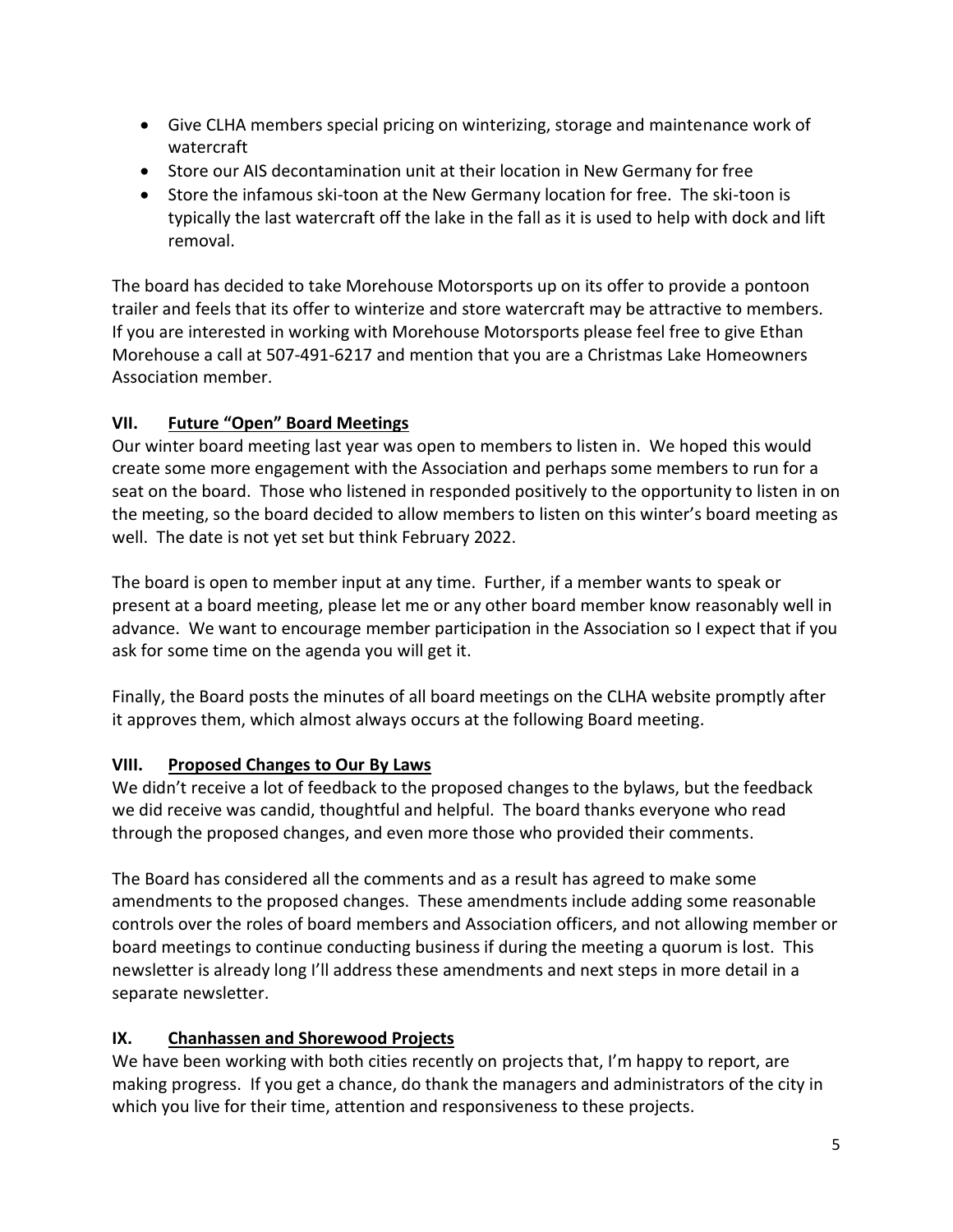- Give CLHA members special pricing on winterizing, storage and maintenance work of watercraft
- Store our AIS decontamination unit at their location in New Germany for free
- Store the infamous ski-toon at the New Germany location for free. The ski-toon is typically the last watercraft off the lake in the fall as it is used to help with dock and lift removal.

The board has decided to take Morehouse Motorsports up on its offer to provide a pontoon trailer and feels that its offer to winterize and store watercraft may be attractive to members. If you are interested in working with Morehouse Motorsports please feel free to give Ethan Morehouse a call at 507-491-6217 and mention that you are a Christmas Lake Homeowners Association member.

## VII. Future "Open" Board Meetings

Our winter board meeting last year was open to members to listen in. We hoped this would create some more engagement with the Association and perhaps some members to run for a seat on the board. Those who listened in responded positively to the opportunity to listen in on the meeting, so the board decided to allow members to listen on this winter's board meeting as well. The date is not yet set but think February 2022.

The board is open to member input at any time. Further, if a member wants to speak or present at a board meeting, please let me or any other board member know reasonably well in advance. We want to encourage member participation in the Association so I expect that if you ask for some time on the agenda you will get it.

Finally, the Board posts the minutes of all board meetings on the CLHA website promptly after it approves them, which almost always occurs at the following Board meeting.

## VIII. Proposed Changes to Our By Laws

We didn't receive a lot of feedback to the proposed changes to the bylaws, but the feedback we did receive was candid, thoughtful and helpful. The board thanks everyone who read through the proposed changes, and even more those who provided their comments.

The Board has considered all the comments and as a result has agreed to make some amendments to the proposed changes. These amendments include adding some reasonable controls over the roles of board members and Association officers, and not allowing member or board meetings to continue conducting business if during the meeting a quorum is lost. This newsletter is already long I'll address these amendments and next steps in more detail in a separate newsletter.

## IX. Chanhassen and Shorewood Projects

We have been working with both cities recently on projects that, I'm happy to report, are making progress. If you get a chance, do thank the managers and administrators of the city in which you live for their time, attention and responsiveness to these projects.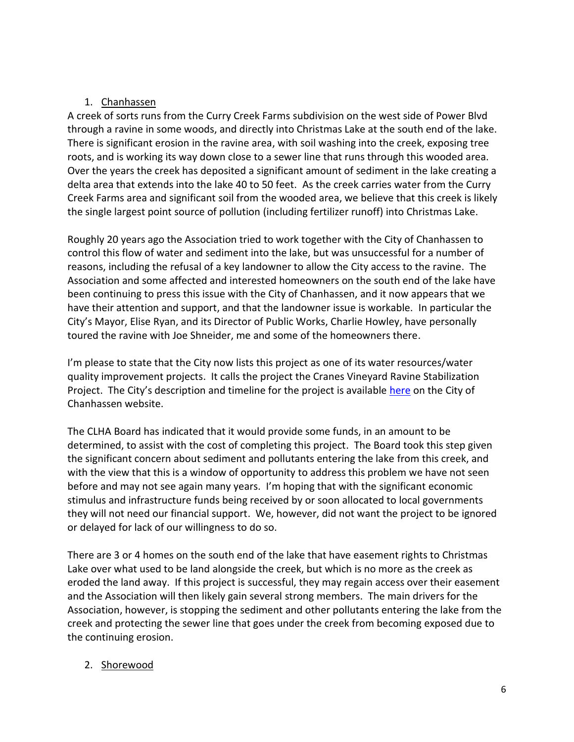1. Chanhassen

A creek of sorts runs from the Curry Creek Farms subdivision on the west side of Power Blvd through a ravine in some woods, and directly into Christmas Lake at the south end of the lake. There is significant erosion in the ravine area, with soil washing into the creek, exposing tree roots, and is working its way down close to a sewer line that runs through this wooded area. Over the years the creek has deposited a significant amount of sediment in the lake creating a delta area that extends into the lake 40 to 50 feet. As the creek carries water from the Curry Creek Farms area and significant soil from the wooded area, we believe that this creek is likely the single largest point source of pollution (including fertilizer runoff) into Christmas Lake.

Roughly 20 years ago the Association tried to work together with the City of Chanhassen to control this flow of water and sediment into the lake, but was unsuccessful for a number of reasons, including the refusal of a key landowner to allow the City access to the ravine. The Association and some affected and interested homeowners on the south end of the lake have been continuing to press this issue with the City of Chanhassen, and it now appears that we have their attention and support, and that the landowner issue is workable. In particular the City's Mayor, Elise Ryan, and its Director of Public Works, Charlie Howley, have personally toured the ravine with Joe Shneider, me and some of the homeowners there.

I'm please to state that the City now lists this project as one of its water resources/water quality improvement projects. It calls the project the Cranes Vineyard Ravine Stabilization Project. The City's description and timeline for the project is available here on the City of Chanhassen website.

The CLHA Board has indicated that it would provide some funds, in an amount to be determined, to assist with the cost of completing this project. The Board took this step given the significant concern about sediment and pollutants entering the lake from this creek, and with the view that this is a window of opportunity to address this problem we have not seen before and may not see again many years. I'm hoping that with the significant economic stimulus and infrastructure funds being received by or soon allocated to local governments they will not need our financial support. We, however, did not want the project to be ignored or delayed for lack of our willingness to do so.

There are 3 or 4 homes on the south end of the lake that have easement rights to Christmas Lake over what used to be land alongside the creek, but which is no more as the creek as eroded the land away. If this project is successful, they may regain access over their easement and the Association will then likely gain several strong members. The main drivers for the Association, however, is stopping the sediment and other pollutants entering the lake from the creek and protecting the sewer line that goes under the creek from becoming exposed due to the continuing erosion.

2. Shorewood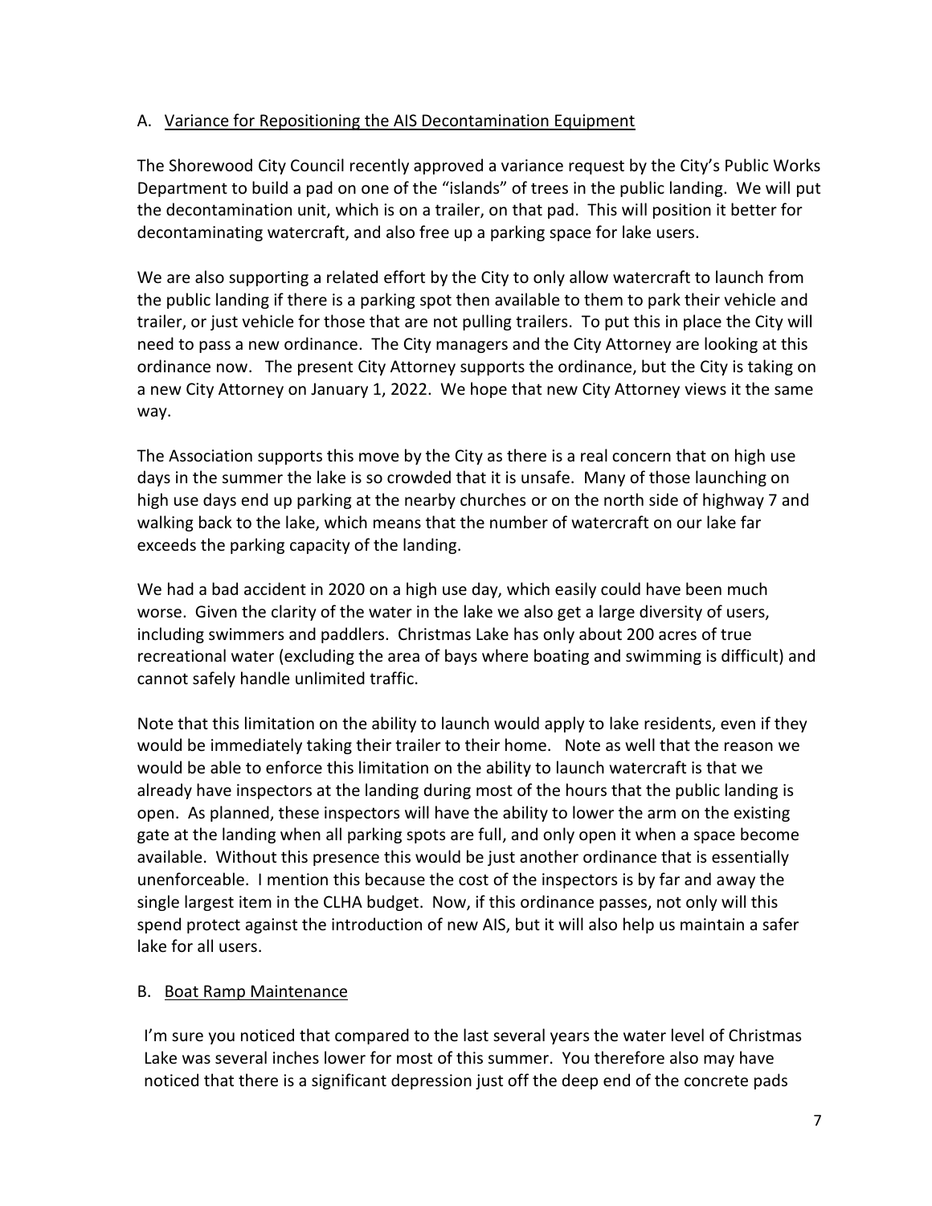A. <u>Variance for Repositioning the AIS Decontamination Equipment</u>

The Shorewood City Council recently approved a variance request by the City's Public Works Department to build a pad on one of the "islands" of trees in the public landing. We will put the decontamination unit, which is on a trailer, on that pad. This will position it better for decontaminating watercraft, and also free up a parking space for lake users.

We are also supporting a related effort by the City to only allow watercraft to launch from the public landing if there is a parking spot then available to them to park their vehicle and trailer, or just vehicle for those that are not pulling trailers. To put this in place the City will need to pass a new ordinance. The City managers and the City Attorney are looking at this ordinance now. The present City Attorney supports the ordinance, but the City is taking on a new City Attorney on January 1, 2022. We hope that new City Attorney views it the same way.

The Association supports this move by the City as there is a real concern that on high use days in the summer the lake is so crowded that it is unsafe. Many of those launching on high use days end up parking at the nearby churches or on the north side of highway 7 and walking back to the lake, which means that the number of watercraft on our lake far exceeds the parking capacity of the landing.

We had a bad accident in 2020 on a high use day, which easily could have been much worse. Given the clarity of the water in the lake we also get a large diversity of users, including swimmers and paddlers. Christmas Lake has only about 200 acres of true recreational water (excluding the area of bays where boating and swimming is difficult) and cannot safely handle unlimited traffic.

Note that this limitation on the ability to launch would apply to lake residents, even if they would be immediately taking their trailer to their home. Note as well that the reason we would be able to enforce this limitation on the ability to launch watercraft is that we already have inspectors at the landing during most of the hours that the public landing is open. As planned, these inspectors will have the ability to lower the arm on the existing gate at the landing when all parking spots are full, and only open it when a space become available. Without this presence this would be just another ordinance that is essentially unenforceable. I mention this because the cost of the inspectors is by far and away the single largest item in the CLHA budget. Now, if this ordinance passes, not only will this spend protect against the introduction of new AIS, but it will also help us maintain a safer lake for all users.

B. <u>Boat Ramp Maintenance</u>

I'm sure you noticed that compared to the last several years the water level of Christmas Lake was several inches lower for most of this summer. You therefore also may have noticed that there is a significant depression just off the deep end of the concrete pads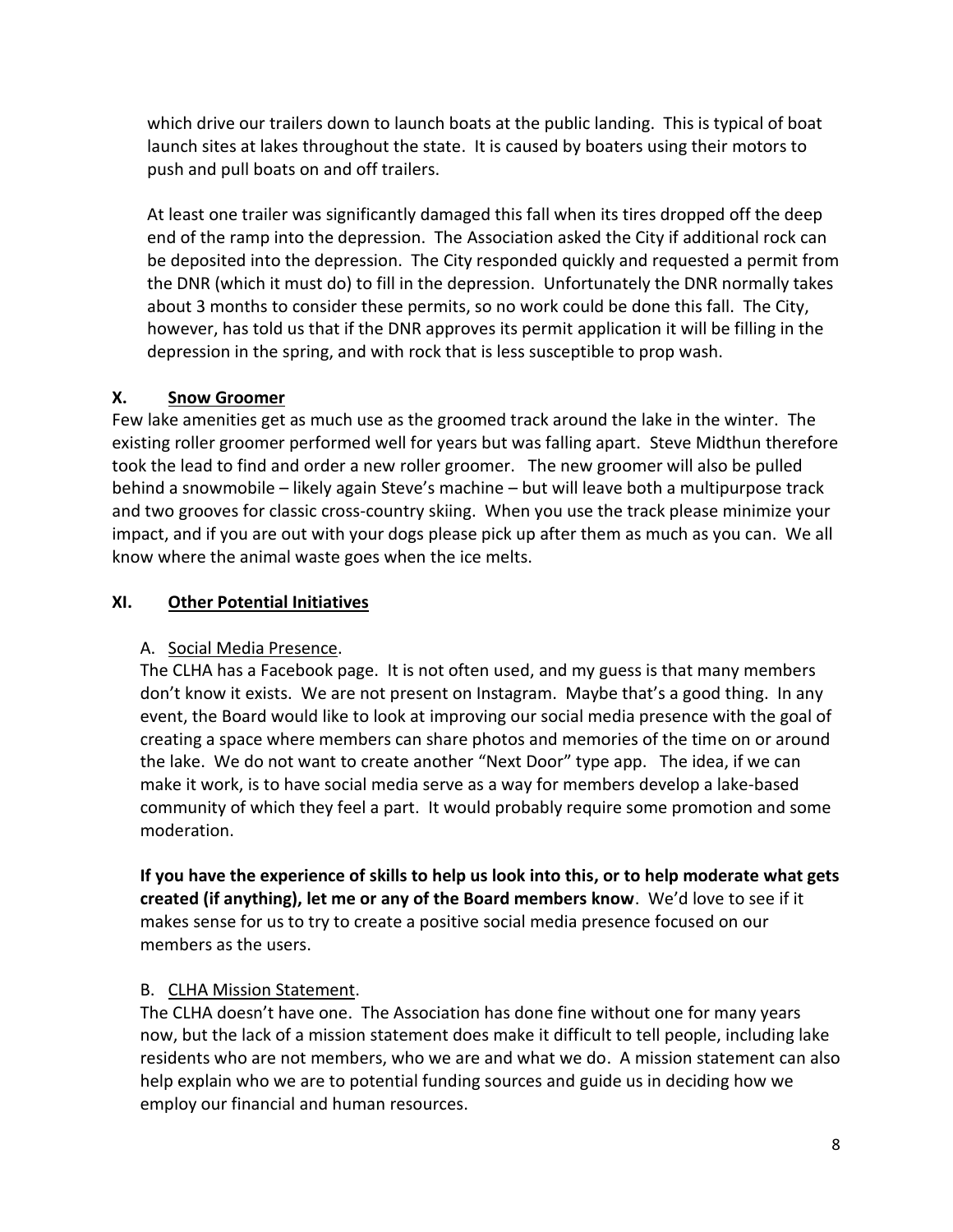which drive our trailers down to launch boats at the public landing. This is typical of boat launch sites at lakes throughout the state. It is caused by boaters using their motors to push and pull boats on and off trailers.

At least one trailer was significantly damaged this fall when its tires dropped off the deep end of the ramp into the depression. The Association asked the City if additional rock can be deposited into the depression. The City responded quickly and requested a permit from the DNR (which it must do) to fill in the depression. Unfortunately the DNR normally takes about 3 months to consider these permits, so no work could be done this fall. The City, however, has told us that if the DNR approves its permit application it will be filling in the depression in the spring, and with rock that is less susceptible to prop wash.

## X. Snow Groomer

Few lake amenities get as much use as the groomed track around the lake in the winter. The existing roller groomer performed well for years but was falling apart. Steve Midthun therefore took the lead to find and order a new roller groomer. The new groomer will also be pulled behind a snowmobile – likely again Steve's machine – but will leave both a multipurpose track and two grooves for classic cross-country skiing. When you use the track please minimize your impact, and if you are out with your dogs please pick up after them as much as you can. We all know where the animal waste goes when the ice melts.

## XI. Other Potential Initiatives

### A. Social Media Presence.

The CLHA has a Facebook page. It is not often used, and my guess is that many members don't know it exists. We are not present on Instagram. Maybe that's a good thing. In any event, the Board would like to look at improving our social media presence with the goal of creating a space where members can share photos and memories of the time on or around the lake. We do not want to create another "Next Door" type app. The idea, if we can make it work, is to have social media serve as a way for members develop a lake-based community of which they feel a part. It would probably require some promotion and some moderation.

**If you have the experience of skills to help us look into this, or to help moderate what gets created (if anything), let me or any of the Board members know**. We'd love to see if it makes sense for us to try to create a positive social media presence focused on our members as the users.

### B. CLHA Mission Statement.

The CLHA doesn't have one. The Association has done fine without one for many years now, but the lack of a mission statement does make it difficult to tell people, including lake residents who are not members, who we are and what we do. A mission statement can also help explain who we are to potential funding sources and guide us in deciding how we employ our financial and human resources.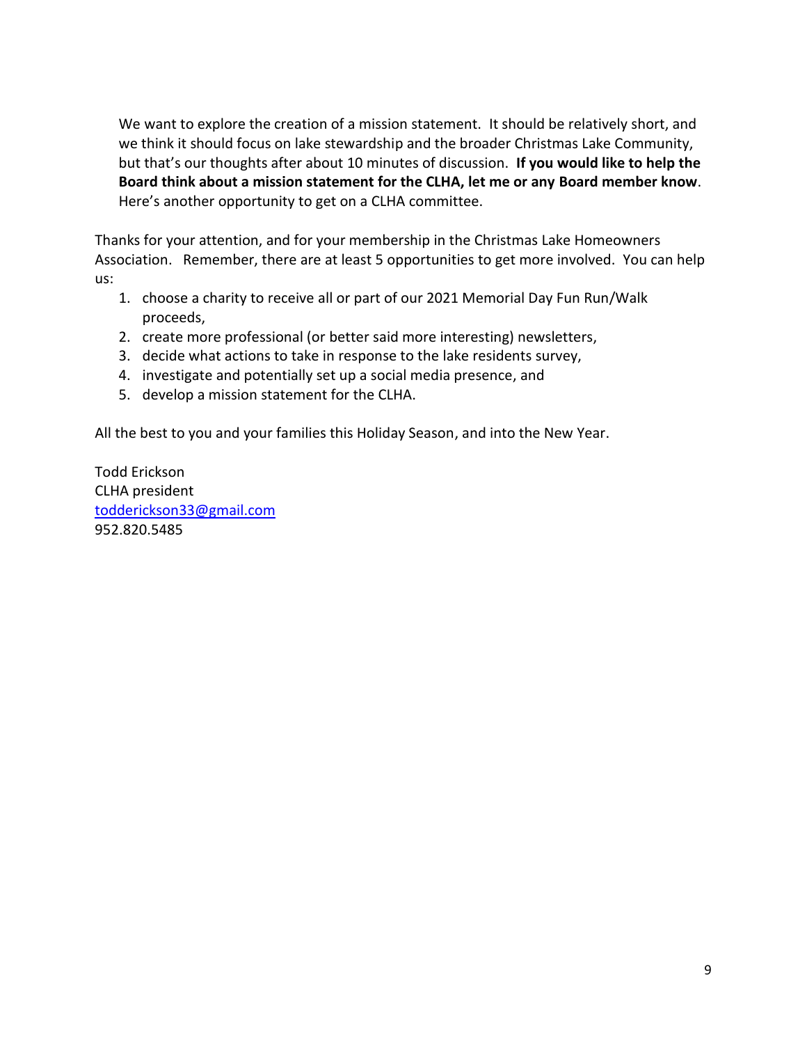We want to explore the creation of a mission statement. It should be relatively short, and we think it should focus on lake stewardship and the broader Christmas Lake Community, but that's our thoughts after about 10 minutes of discussion. **If you would like to help the Board think about a mission statement for the CLHA, let me or any Board member know**. Here's another opportunity to get on a CLHA committee.

Thanks for your attention, and for your membership in the Christmas Lake Homeowners Association. Remember, there are at least 5 opportunities to get more involved. You can help us:

1. choose a charity to receive all or part of our 2021 Memorial Day Fun Run/Walk proceeds,
2. create more professional (or better said more interesting) newsletters,
3. decide what actions to take in response to the lake residents survey,
4. investigate and potentially set up a social media presence, and
5. develop a mission statement for the CLHA.

All the best to you and your families this Holiday Season, and into the New Year.

Todd Erickson
CLHA president
[toddererickson33@gmail.com](mailto:toddererickson33@gmail.com)
952.820.5485